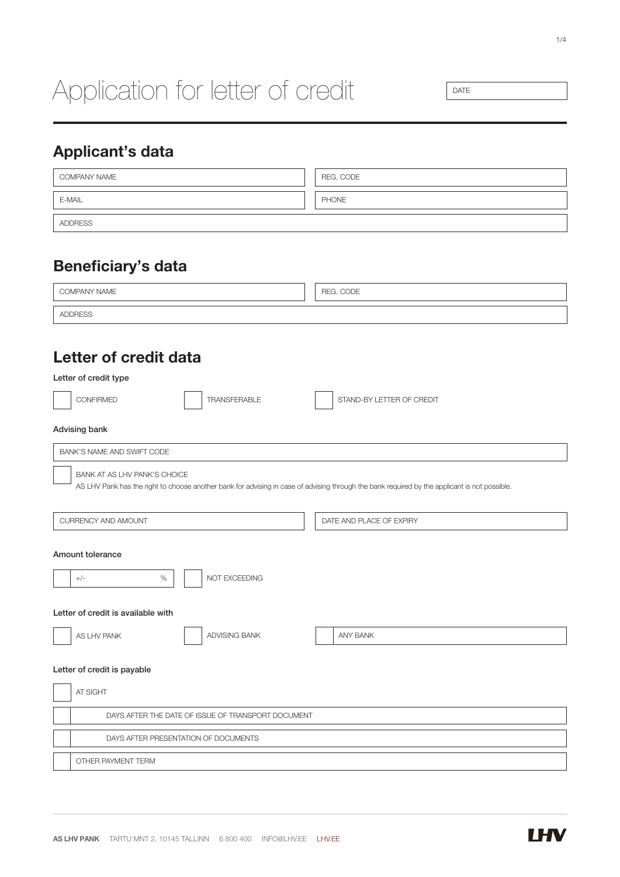# Application for letter of credit

DATE

## Applicant's data

COMPANY NAME

REG. CODE

E-MAIL

PHONE

ADDRESS

## Beneficiary's data

COMPANY NAME

REG. CODE

ADDRESS

## Letter of credit data

**Letter of credit type**

☐ CONFIRMED ☐ TRANSFERABLE ☐ STAND-BY LETTER OF CREDIT

**Advising bank**

BANK'S NAME AND SWIFT CODE

☐ BANK AT AS LHV PANK'S CHOICE
AS LHV Pank has the right to choose another bank for advising in case of advising through the bank required by the applicant is not possible.

CURRENCY AND AMOUNT

DATE AND PLACE OF EXPIRY

**Amount tolerance**

☐ +/- % ☐ NOT EXCEEDING

**Letter of credit is available with**

☐ AS LHV PANK ☐ ADVISING BANK ☐ ANY BANK

**Letter of credit is payable**

☐ AT SIGHT

☐ DAYS AFTER THE DATE OF ISSUE OF TRANSPORT DOCUMENT

☐ DAYS AFTER PRESENTATION OF DOCUMENTS

☐ OTHER PAYMENT TERM

**AS LHV PANK** TARTU MNT 2, 10145 TALLINN 6 800 400 INFO@LHV.EE LHV.EE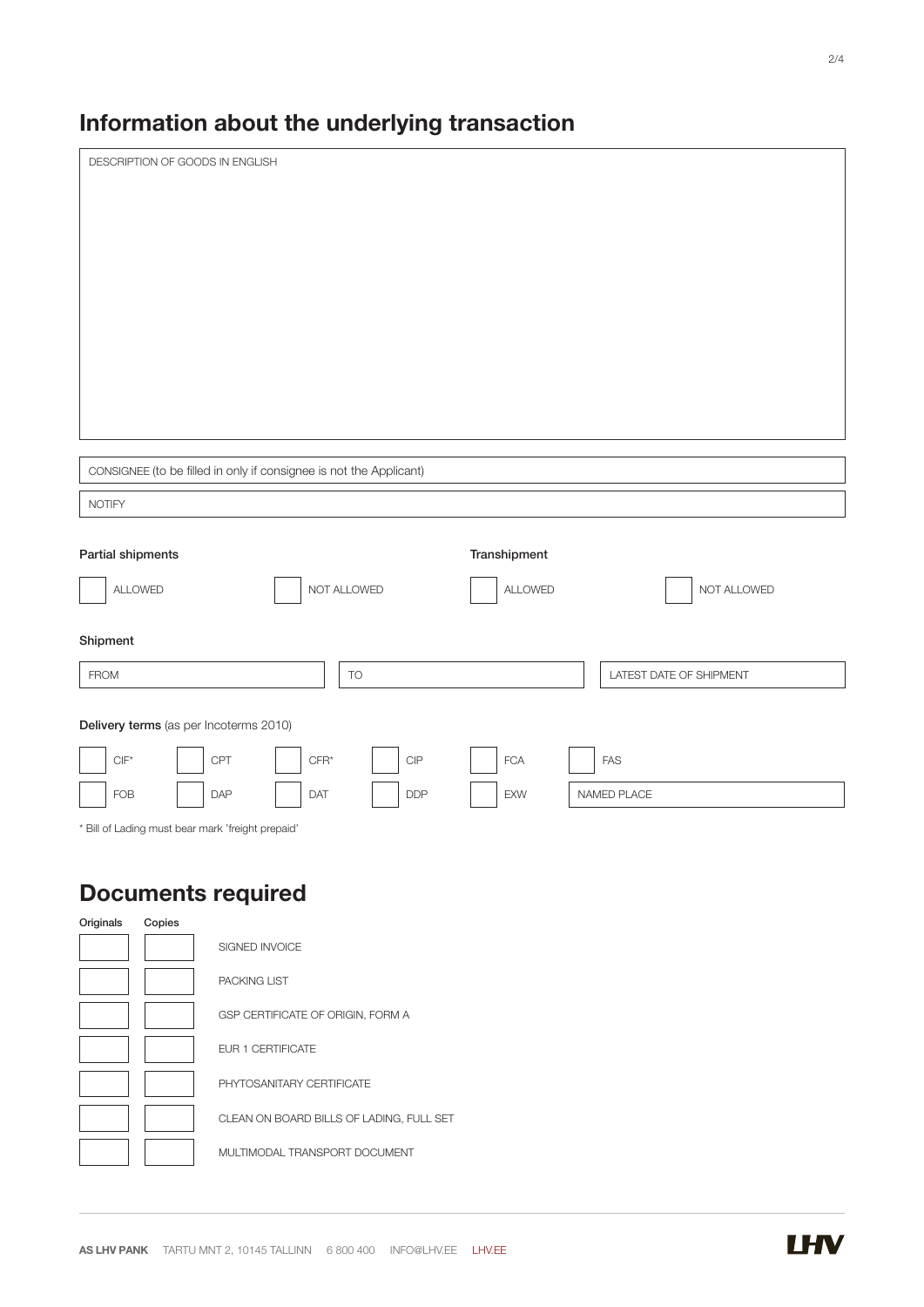## Information about the underlying transaction

DESCRIPTION OF GOODS IN ENGLISH

CONSIGNEE (to be filled in only if consignee is not the Applicant)

NOTIFY

**Partial shipments**

☐ ALLOWED ☐ NOT ALLOWED

**Transhipment**

☐ ALLOWED ☐ NOT ALLOWED

**Shipment**

| FROM | TO | LATEST DATE OF SHIPMENT |
|---|---|---|
| | | |

**Delivery terms** (as per Incoterms 2010)

☐ CIF* ☐ CPT ☐ CFR* ☐ CIP ☐ FCA ☐ FAS

☐ FOB ☐ DAP ☐ DAT ☐ DDP ☐ EXW NAMED PLACE

* Bill of Lading must bear mark 'freight prepaid'

## Documents required

| Originals | Copies | |
|---|---|---|
| | | SIGNED INVOICE |
| | | PACKING LIST |
| | | GSP CERTIFICATE OF ORIGIN, FORM A |
| | | EUR 1 CERTIFICATE |
| | | PHYTOSANITARY CERTIFICATE |
| | | CLEAN ON BOARD BILLS OF LADING, FULL SET |
| | | MULTIMODAL TRANSPORT DOCUMENT |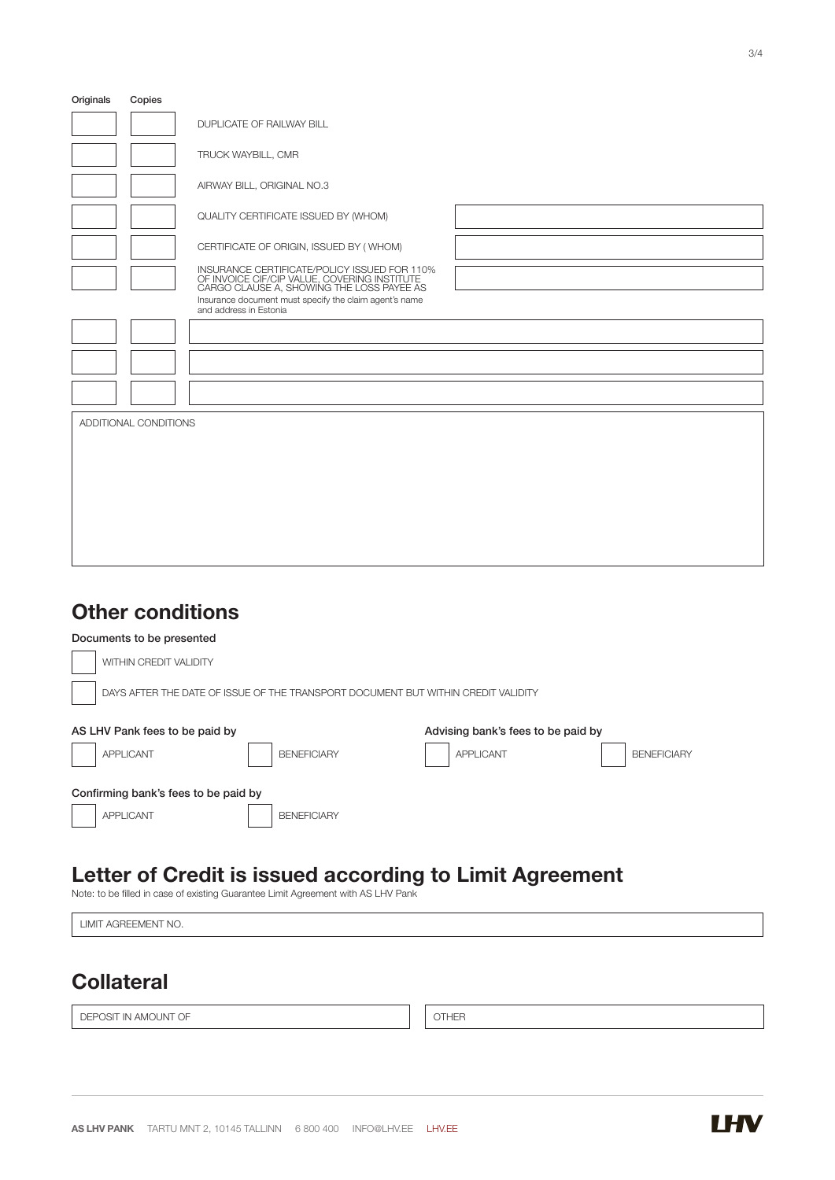| Originals | Copies | | |
| --- | --- | --- | --- |
| | | DUPLICATE OF RAILWAY BILL | |
| | | TRUCK WAYBILL, CMR | |
| | | AIRWAY BILL, ORIGINAL NO.3 | |
| | | QUALITY CERTIFICATE ISSUED BY (WHOM) | |
| | | CERTIFICATE OF ORIGIN, ISSUED BY ( WHOM) | |
| | | INSURANCE CERTIFICATE/POLICY ISSUED FOR 110% OF INVOICE CIF/CIP VALUE, COVERING INSTITUTE CARGO CLAUSE A, SHOWING THE LOSS PAYEE AS<br>Insurance document must specify the claim agent's name and address in Estonia | |
| | | | |
| | | | |
| | | | |

ADDITIONAL CONDITIONS

## Other conditions

**Documents to be presented**

- [ ] WITHIN CREDIT VALIDITY
- [ ] DAYS AFTER THE DATE OF ISSUE OF THE TRANSPORT DOCUMENT BUT WITHIN CREDIT VALIDITY

**AS LHV Pank fees to be paid by**

- [ ] APPLICANT
- [ ] BENEFICIARY

**Advising bank's fees to be paid by**

- [ ] APPLICANT
- [ ] BENEFICIARY

**Confirming bank's fees to be paid by**

- [ ] APPLICANT
- [ ] BENEFICIARY

## Letter of Credit is issued according to Limit Agreement

Note: to be filled in case of existing Guarantee Limit Agreement with AS LHV Pank

LIMIT AGREEMENT NO.

## Collateral

| DEPOSIT IN AMOUNT OF | OTHER |
| --- | --- |

**AS LHV PANK** TARTU MNT 2, 10145 TALLINN 6 800 400 INFO@LHV.EE LHV.EE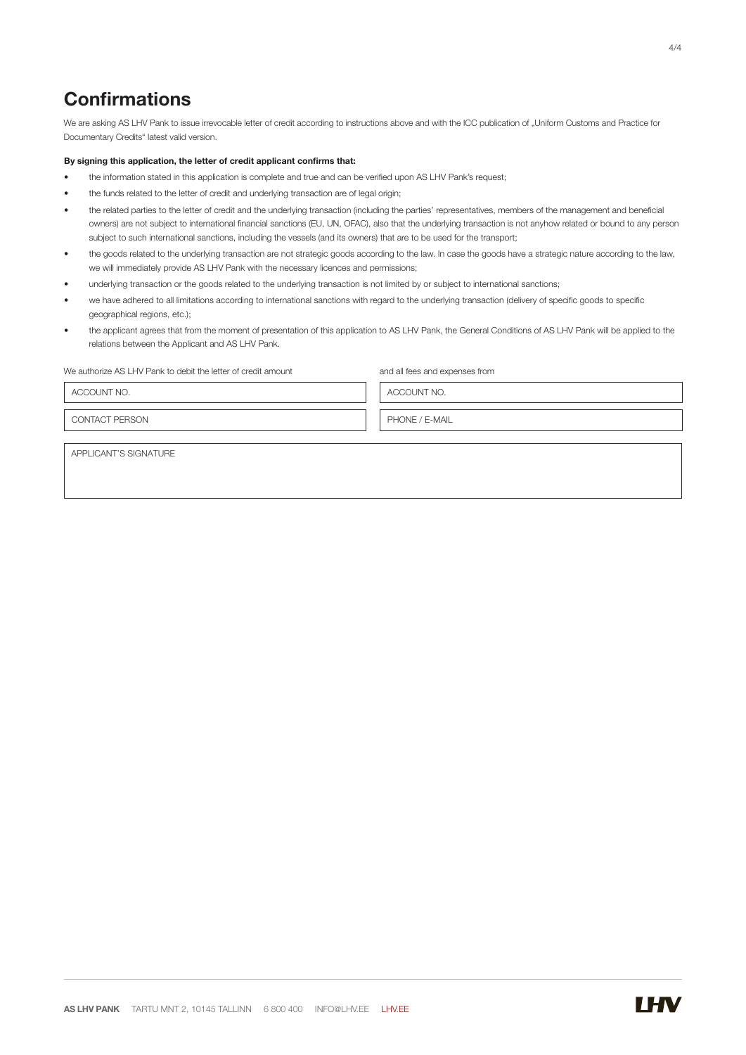# Confirmations

We are asking AS LHV Pank to issue irrevocable letter of credit according to instructions above and with the ICC publication of „Uniform Customs and Practice for Documentary Credits" latest valid version.

**By signing this application, the letter of credit applicant confirms that:**

- the information stated in this application is complete and true and can be verified upon AS LHV Pank's request;
- the funds related to the letter of credit and underlying transaction are of legal origin;
- the related parties to the letter of credit and the underlying transaction (including the parties' representatives, members of the management and beneficial owners) are not subject to international financial sanctions (EU, UN, OFAC), also that the underlying transaction is not anyhow related or bound to any person subject to such international sanctions, including the vessels (and its owners) that are to be used for the transport;
- the goods related to the underlying transaction are not strategic goods according to the law. In case the goods have a strategic nature according to the law, we will immediately provide AS LHV Pank with the necessary licences and permissions;
- underlying transaction or the goods related to the underlying transaction is not limited by or subject to international sanctions;
- we have adhered to all limitations according to international sanctions with regard to the underlying transaction (delivery of specific goods to specific geographical regions, etc.);
- the applicant agrees that from the moment of presentation of this application to AS LHV Pank, the General Conditions of AS LHV Pank will be applied to the relations between the Applicant and AS LHV Pank.

| We authorize AS LHV Pank to debit the letter of credit amount | and all fees and expenses from |
|---|---|
| ACCOUNT NO. | ACCOUNT NO. |
| CONTACT PERSON | PHONE / E-MAIL |

APPLICANT'S SIGNATURE

**AS LHV PANK** TARTU MNT 2, 10145 TALLINN 6 800 400 INFO@LHV.EE LHV.EE